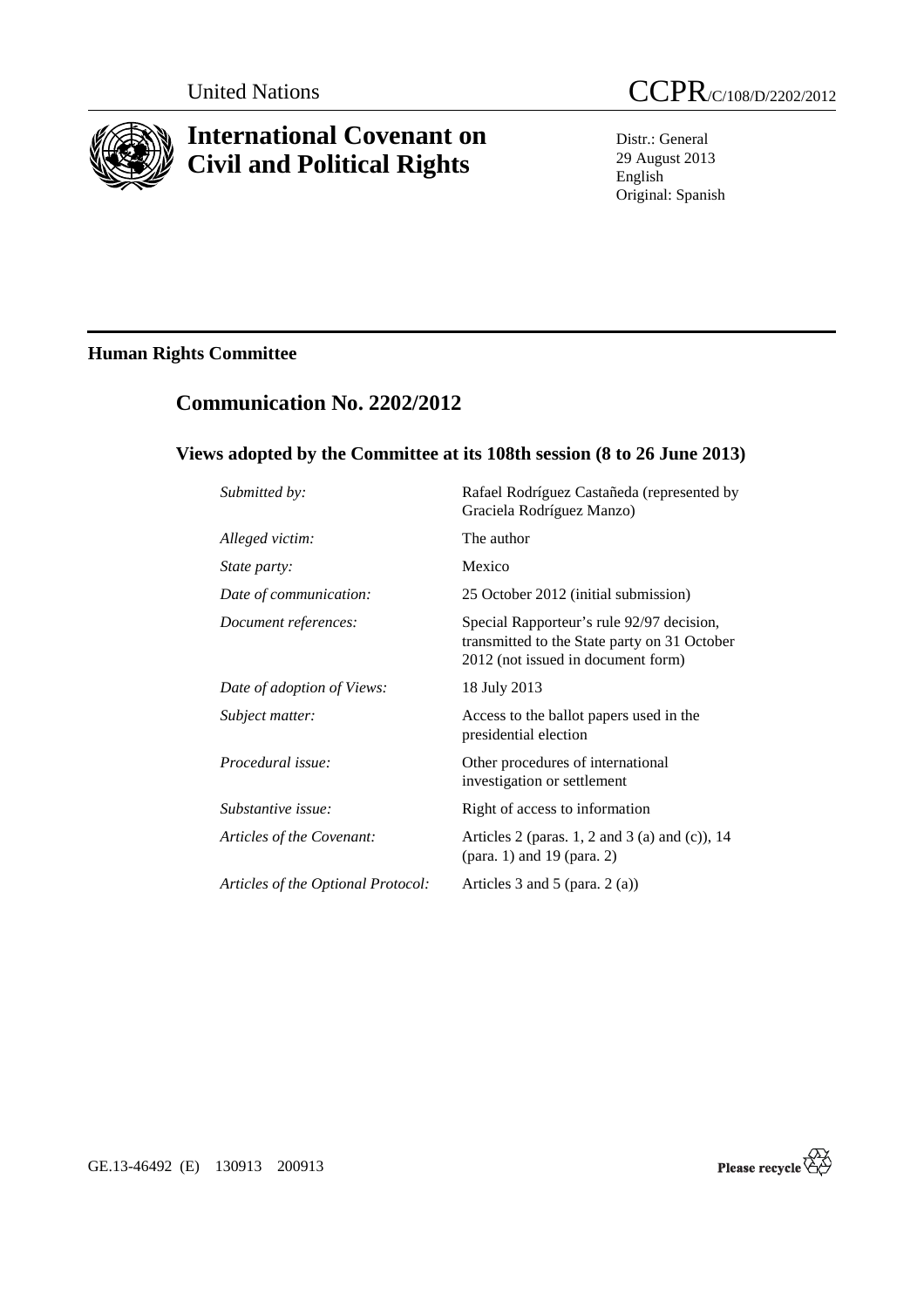United Nations

CCPR/C/108/D/2202/2012

# International Covenant on Civil and Political Rights

Distr.: General
29 August 2013
English
Original: Spanish

## Human Rights Committee

## Communication No. 2202/2012

### Views adopted by the Committee at its 108th session (8 to 26 June 2013)

| | |
|---|---|
| *Submitted by:* | Rafael Rodríguez Castañeda (represented by Graciela Rodríguez Manzo) |
| *Alleged victim:* | The author |
| *State party:* | Mexico |
| *Date of communication:* | 25 October 2012 (initial submission) |
| *Document references:* | Special Rapporteur's rule 92/97 decision, transmitted to the State party on 31 October 2012 (not issued in document form) |
| *Date of adoption of Views:* | 18 July 2013 |
| *Subject matter:* | Access to the ballot papers used in the presidential election |
| *Procedural issue:* | Other procedures of international investigation or settlement |
| *Substantive issue:* | Right of access to information |
| *Articles of the Covenant:* | Articles 2 (paras. 1, 2 and 3 (a) and (c)), 14 (para. 1) and 19 (para. 2) |
| *Articles of the Optional Protocol:* | Articles 3 and 5 (para. 2 (a)) |

GE.13-46492 (E) 130913 200913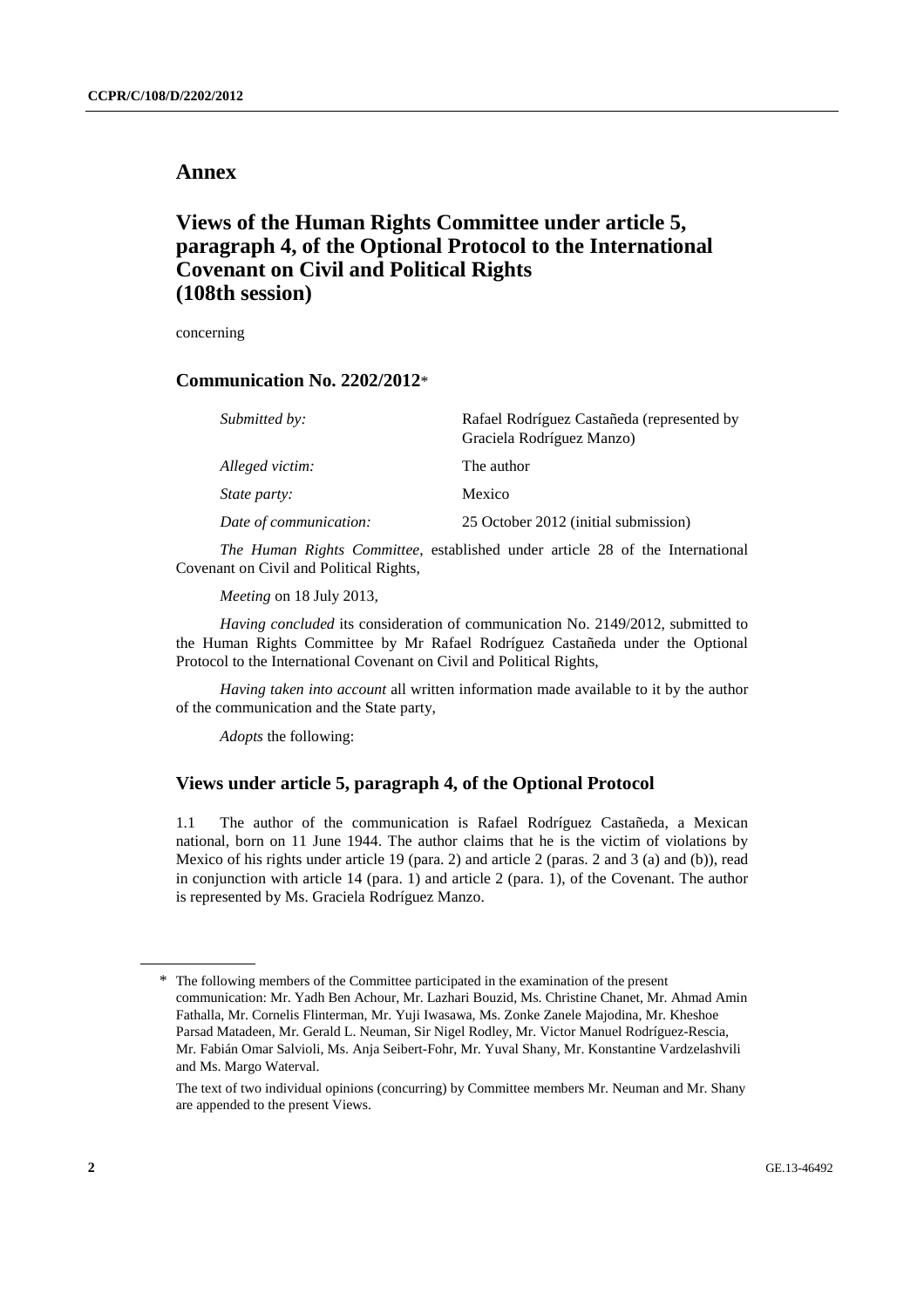# Annex

## Views of the Human Rights Committee under article 5, paragraph 4, of the Optional Protocol to the International Covenant on Civil and Political Rights (108th session)

concerning

### Communication No. 2202/2012*

| | |
|---|---|
| *Submitted by:* | Rafael Rodríguez Castañeda (represented by Graciela Rodríguez Manzo) |
| *Alleged victim:* | The author |
| *State party:* | Mexico |
| *Date of communication:* | 25 October 2012 (initial submission) |

*The Human Rights Committee*, established under article 28 of the International Covenant on Civil and Political Rights,

*Meeting* on 18 July 2013,

*Having concluded* its consideration of communication No. 2149/2012, submitted to the Human Rights Committee by Mr Rafael Rodríguez Castañeda under the Optional Protocol to the International Covenant on Civil and Political Rights,

*Having taken into account* all written information made available to it by the author of the communication and the State party,

*Adopts* the following:

### Views under article 5, paragraph 4, of the Optional Protocol

1.1 The author of the communication is Rafael Rodríguez Castañeda, a Mexican national, born on 11 June 1944. The author claims that he is the victim of violations by Mexico of his rights under article 19 (para. 2) and article 2 (paras. 2 and 3 (a) and (b)), read in conjunction with article 14 (para. 1) and article 2 (para. 1), of the Covenant. The author is represented by Ms. Graciela Rodríguez Manzo.

---

\* The following members of the Committee participated in the examination of the present communication: Mr. Yadh Ben Achour, Mr. Lazhari Bouzid, Ms. Christine Chanet, Mr. Ahmad Amin Fathalla, Mr. Cornelis Flinterman, Mr. Yuji Iwasawa, Ms. Zonke Zanele Majodina, Mr. Kheshoe Parsad Matadeen, Mr. Gerald L. Neuman, Sir Nigel Rodley, Mr. Victor Manuel Rodríguez-Rescia, Mr. Fabián Omar Salvioli, Ms. Anja Seibert-Fohr, Mr. Yuval Shany, Mr. Konstantine Vardzelashvili and Ms. Margo Waterval.

The text of two individual opinions (concurring) by Committee members Mr. Neuman and Mr. Shany are appended to the present Views.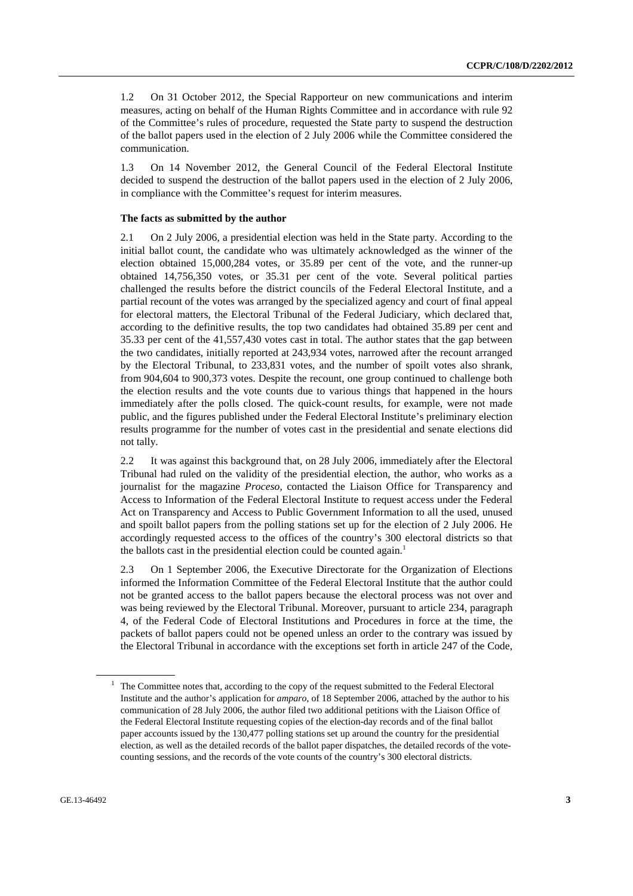1.2 On 31 October 2012, the Special Rapporteur on new communications and interim measures, acting on behalf of the Human Rights Committee and in accordance with rule 92 of the Committee's rules of procedure, requested the State party to suspend the destruction of the ballot papers used in the election of 2 July 2006 while the Committee considered the communication.

1.3 On 14 November 2012, the General Council of the Federal Electoral Institute decided to suspend the destruction of the ballot papers used in the election of 2 July 2006, in compliance with the Committee's request for interim measures.

**The facts as submitted by the author**

2.1 On 2 July 2006, a presidential election was held in the State party. According to the initial ballot count, the candidate who was ultimately acknowledged as the winner of the election obtained 15,000,284 votes, or 35.89 per cent of the vote, and the runner-up obtained 14,756,350 votes, or 35.31 per cent of the vote. Several political parties challenged the results before the district councils of the Federal Electoral Institute, and a partial recount of the votes was arranged by the specialized agency and court of final appeal for electoral matters, the Electoral Tribunal of the Federal Judiciary, which declared that, according to the definitive results, the top two candidates had obtained 35.89 per cent and 35.33 per cent of the 41,557,430 votes cast in total. The author states that the gap between the two candidates, initially reported at 243,934 votes, narrowed after the recount arranged by the Electoral Tribunal, to 233,831 votes, and the number of spoilt votes also shrank, from 904,604 to 900,373 votes. Despite the recount, one group continued to challenge both the election results and the vote counts due to various things that happened in the hours immediately after the polls closed. The quick-count results, for example, were not made public, and the figures published under the Federal Electoral Institute's preliminary election results programme for the number of votes cast in the presidential and senate elections did not tally.

2.2 It was against this background that, on 28 July 2006, immediately after the Electoral Tribunal had ruled on the validity of the presidential election, the author, who works as a journalist for the magazine *Proceso*, contacted the Liaison Office for Transparency and Access to Information of the Federal Electoral Institute to request access under the Federal Act on Transparency and Access to Public Government Information to all the used, unused and spoilt ballot papers from the polling stations set up for the election of 2 July 2006. He accordingly requested access to the offices of the country's 300 electoral districts so that the ballots cast in the presidential election could be counted again.[1]

2.3 On 1 September 2006, the Executive Directorate for the Organization of Elections informed the Information Committee of the Federal Electoral Institute that the author could not be granted access to the ballot papers because the electoral process was not over and was being reviewed by the Electoral Tribunal. Moreover, pursuant to article 234, paragraph 4, of the Federal Code of Electoral Institutions and Procedures in force at the time, the packets of ballot papers could not be opened unless an order to the contrary was issued by the Electoral Tribunal in accordance with the exceptions set forth in article 247 of the Code,

[1] The Committee notes that, according to the copy of the request submitted to the Federal Electoral Institute and the author's application for *amparo*, of 18 September 2006, attached by the author to his communication of 28 July 2006, the author filed two additional petitions with the Liaison Office of the Federal Electoral Institute requesting copies of the election-day records and of the final ballot paper accounts issued by the 130,477 polling stations set up around the country for the presidential election, as well as the detailed records of the ballot paper dispatches, the detailed records of the vote-counting sessions, and the records of the vote counts of the country's 300 electoral districts.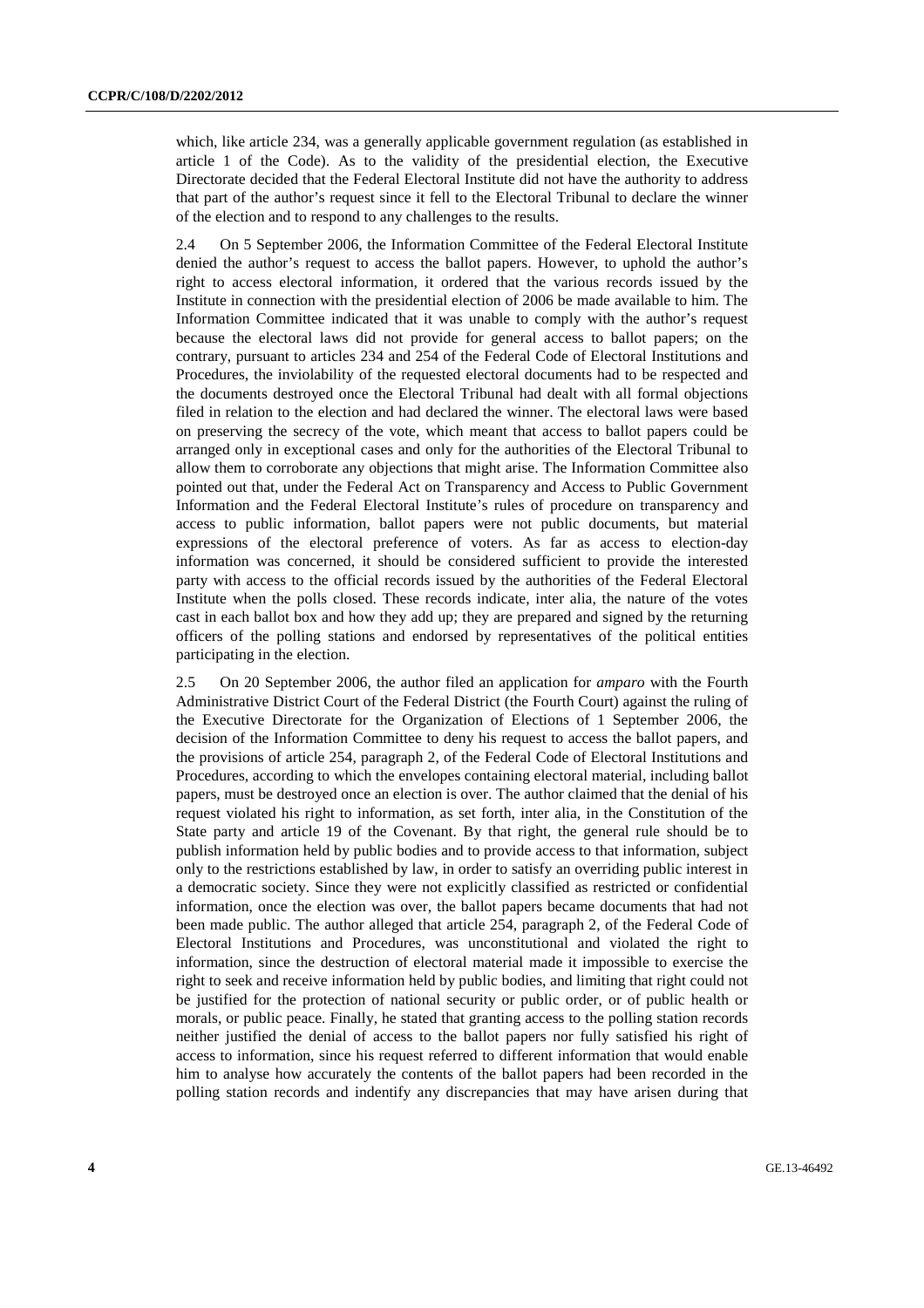which, like article 234, was a generally applicable government regulation (as established in article 1 of the Code). As to the validity of the presidential election, the Executive Directorate decided that the Federal Electoral Institute did not have the authority to address that part of the author's request since it fell to the Electoral Tribunal to declare the winner of the election and to respond to any challenges to the results.

2.4 On 5 September 2006, the Information Committee of the Federal Electoral Institute denied the author's request to access the ballot papers. However, to uphold the author's right to access electoral information, it ordered that the various records issued by the Institute in connection with the presidential election of 2006 be made available to him. The Information Committee indicated that it was unable to comply with the author's request because the electoral laws did not provide for general access to ballot papers; on the contrary, pursuant to articles 234 and 254 of the Federal Code of Electoral Institutions and Procedures, the inviolability of the requested electoral documents had to be respected and the documents destroyed once the Electoral Tribunal had dealt with all formal objections filed in relation to the election and had declared the winner. The electoral laws were based on preserving the secrecy of the vote, which meant that access to ballot papers could be arranged only in exceptional cases and only for the authorities of the Electoral Tribunal to allow them to corroborate any objections that might arise. The Information Committee also pointed out that, under the Federal Act on Transparency and Access to Public Government Information and the Federal Electoral Institute's rules of procedure on transparency and access to public information, ballot papers were not public documents, but material expressions of the electoral preference of voters. As far as access to election-day information was concerned, it should be considered sufficient to provide the interested party with access to the official records issued by the authorities of the Federal Electoral Institute when the polls closed. These records indicate, inter alia, the nature of the votes cast in each ballot box and how they add up; they are prepared and signed by the returning officers of the polling stations and endorsed by representatives of the political entities participating in the election.

2.5 On 20 September 2006, the author filed an application for *amparo* with the Fourth Administrative District Court of the Federal District (the Fourth Court) against the ruling of the Executive Directorate for the Organization of Elections of 1 September 2006, the decision of the Information Committee to deny his request to access the ballot papers, and the provisions of article 254, paragraph 2, of the Federal Code of Electoral Institutions and Procedures, according to which the envelopes containing electoral material, including ballot papers, must be destroyed once an election is over. The author claimed that the denial of his request violated his right to information, as set forth, inter alia, in the Constitution of the State party and article 19 of the Covenant. By that right, the general rule should be to publish information held by public bodies and to provide access to that information, subject only to the restrictions established by law, in order to satisfy an overriding public interest in a democratic society. Since they were not explicitly classified as restricted or confidential information, once the election was over, the ballot papers became documents that had not been made public. The author alleged that article 254, paragraph 2, of the Federal Code of Electoral Institutions and Procedures, was unconstitutional and violated the right to information, since the destruction of electoral material made it impossible to exercise the right to seek and receive information held by public bodies, and limiting that right could not be justified for the protection of national security or public order, or of public health or morals, or public peace. Finally, he stated that granting access to the polling station records neither justified the denial of access to the ballot papers nor fully satisfied his right of access to information, since his request referred to different information that would enable him to analyse how accurately the contents of the ballot papers had been recorded in the polling station records and indentify any discrepancies that may have arisen during that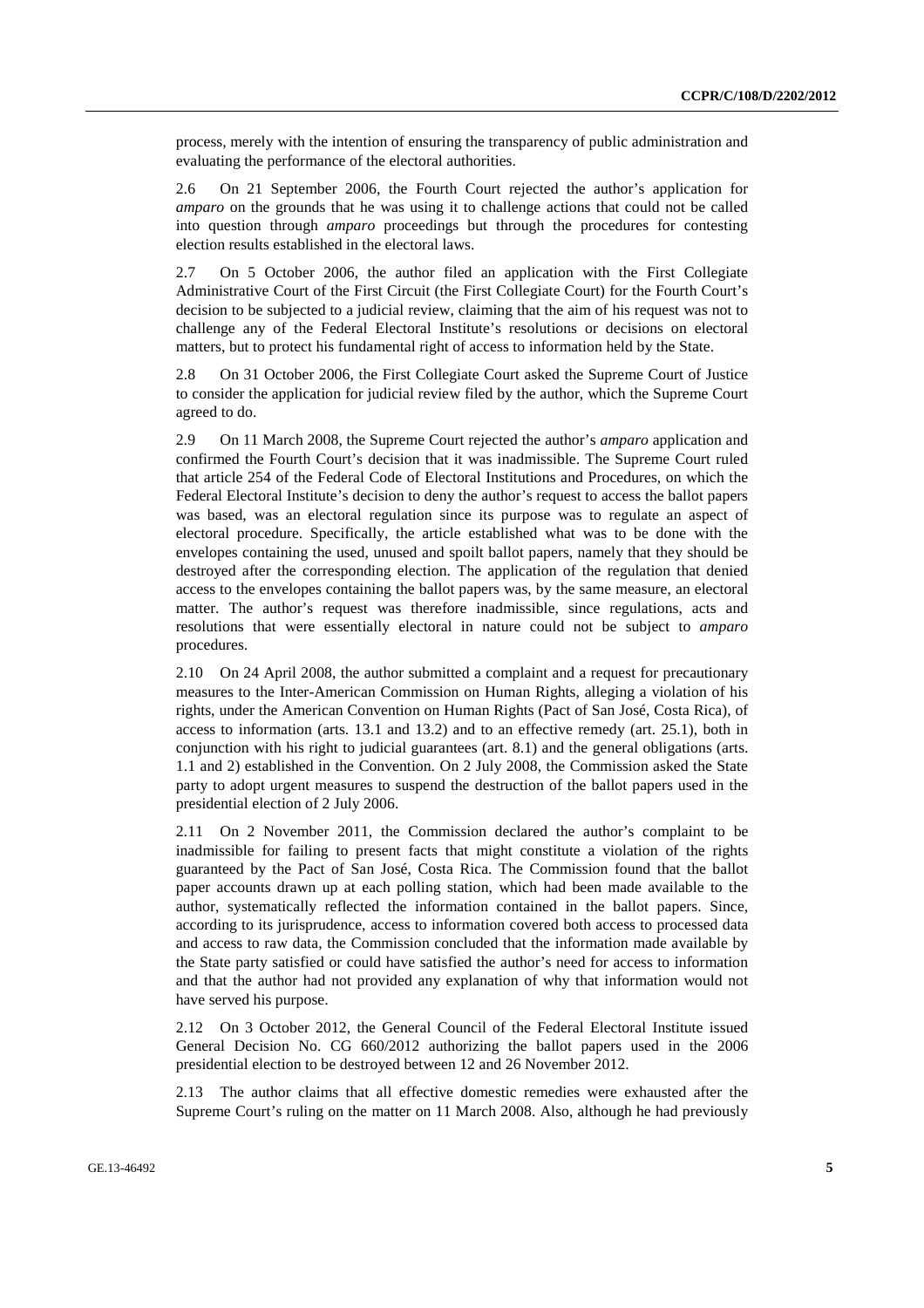process, merely with the intention of ensuring the transparency of public administration and evaluating the performance of the electoral authorities.

2.6 On 21 September 2006, the Fourth Court rejected the author's application for *amparo* on the grounds that he was using it to challenge actions that could not be called into question through *amparo* proceedings but through the procedures for contesting election results established in the electoral laws.

2.7 On 5 October 2006, the author filed an application with the First Collegiate Administrative Court of the First Circuit (the First Collegiate Court) for the Fourth Court's decision to be subjected to a judicial review, claiming that the aim of his request was not to challenge any of the Federal Electoral Institute's resolutions or decisions on electoral matters, but to protect his fundamental right of access to information held by the State.

2.8 On 31 October 2006, the First Collegiate Court asked the Supreme Court of Justice to consider the application for judicial review filed by the author, which the Supreme Court agreed to do.

2.9 On 11 March 2008, the Supreme Court rejected the author's *amparo* application and confirmed the Fourth Court's decision that it was inadmissible. The Supreme Court ruled that article 254 of the Federal Code of Electoral Institutions and Procedures, on which the Federal Electoral Institute's decision to deny the author's request to access the ballot papers was based, was an electoral regulation since its purpose was to regulate an aspect of electoral procedure. Specifically, the article established what was to be done with the envelopes containing the used, unused and spoilt ballot papers, namely that they should be destroyed after the corresponding election. The application of the regulation that denied access to the envelopes containing the ballot papers was, by the same measure, an electoral matter. The author's request was therefore inadmissible, since regulations, acts and resolutions that were essentially electoral in nature could not be subject to *amparo* procedures.

2.10 On 24 April 2008, the author submitted a complaint and a request for precautionary measures to the Inter-American Commission on Human Rights, alleging a violation of his rights, under the American Convention on Human Rights (Pact of San José, Costa Rica), of access to information (arts. 13.1 and 13.2) and to an effective remedy (art. 25.1), both in conjunction with his right to judicial guarantees (art. 8.1) and the general obligations (arts. 1.1 and 2) established in the Convention. On 2 July 2008, the Commission asked the State party to adopt urgent measures to suspend the destruction of the ballot papers used in the presidential election of 2 July 2006.

2.11 On 2 November 2011, the Commission declared the author's complaint to be inadmissible for failing to present facts that might constitute a violation of the rights guaranteed by the Pact of San José, Costa Rica. The Commission found that the ballot paper accounts drawn up at each polling station, which had been made available to the author, systematically reflected the information contained in the ballot papers. Since, according to its jurisprudence, access to information covered both access to processed data and access to raw data, the Commission concluded that the information made available by the State party satisfied or could have satisfied the author's need for access to information and that the author had not provided any explanation of why that information would not have served his purpose.

2.12 On 3 October 2012, the General Council of the Federal Electoral Institute issued General Decision No. CG 660/2012 authorizing the ballot papers used in the 2006 presidential election to be destroyed between 12 and 26 November 2012.

2.13 The author claims that all effective domestic remedies were exhausted after the Supreme Court's ruling on the matter on 11 March 2008. Also, although he had previously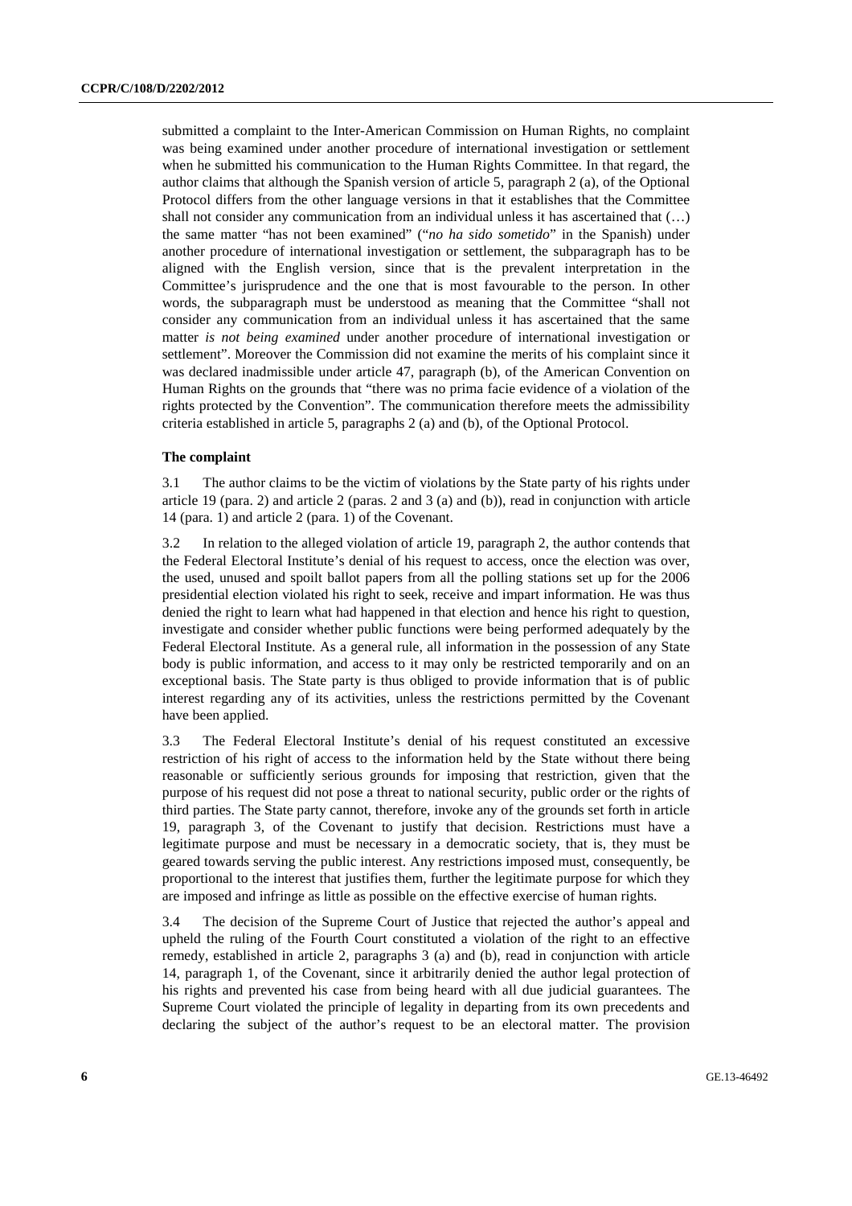submitted a complaint to the Inter-American Commission on Human Rights, no complaint was being examined under another procedure of international investigation or settlement when he submitted his communication to the Human Rights Committee. In that regard, the author claims that although the Spanish version of article 5, paragraph 2 (a), of the Optional Protocol differs from the other language versions in that it establishes that the Committee shall not consider any communication from an individual unless it has ascertained that (…) the same matter "has not been examined" ("*no ha sido sometido*" in the Spanish) under another procedure of international investigation or settlement, the subparagraph has to be aligned with the English version, since that is the prevalent interpretation in the Committee's jurisprudence and the one that is most favourable to the person. In other words, the subparagraph must be understood as meaning that the Committee "shall not consider any communication from an individual unless it has ascertained that the same matter *is not being examined* under another procedure of international investigation or settlement". Moreover the Commission did not examine the merits of his complaint since it was declared inadmissible under article 47, paragraph (b), of the American Convention on Human Rights on the grounds that "there was no prima facie evidence of a violation of the rights protected by the Convention". The communication therefore meets the admissibility criteria established in article 5, paragraphs 2 (a) and (b), of the Optional Protocol.

**The complaint**

3.1 The author claims to be the victim of violations by the State party of his rights under article 19 (para. 2) and article 2 (paras. 2 and 3 (a) and (b)), read in conjunction with article 14 (para. 1) and article 2 (para. 1) of the Covenant.

3.2 In relation to the alleged violation of article 19, paragraph 2, the author contends that the Federal Electoral Institute's denial of his request to access, once the election was over, the used, unused and spoilt ballot papers from all the polling stations set up for the 2006 presidential election violated his right to seek, receive and impart information. He was thus denied the right to learn what had happened in that election and hence his right to question, investigate and consider whether public functions were being performed adequately by the Federal Electoral Institute. As a general rule, all information in the possession of any State body is public information, and access to it may only be restricted temporarily and on an exceptional basis. The State party is thus obliged to provide information that is of public interest regarding any of its activities, unless the restrictions permitted by the Covenant have been applied.

3.3 The Federal Electoral Institute's denial of his request constituted an excessive restriction of his right of access to the information held by the State without there being reasonable or sufficiently serious grounds for imposing that restriction, given that the purpose of his request did not pose a threat to national security, public order or the rights of third parties. The State party cannot, therefore, invoke any of the grounds set forth in article 19, paragraph 3, of the Covenant to justify that decision. Restrictions must have a legitimate purpose and must be necessary in a democratic society, that is, they must be geared towards serving the public interest. Any restrictions imposed must, consequently, be proportional to the interest that justifies them, further the legitimate purpose for which they are imposed and infringe as little as possible on the effective exercise of human rights.

3.4 The decision of the Supreme Court of Justice that rejected the author's appeal and upheld the ruling of the Fourth Court constituted a violation of the right to an effective remedy, established in article 2, paragraphs 3 (a) and (b), read in conjunction with article 14, paragraph 1, of the Covenant, since it arbitrarily denied the author legal protection of his rights and prevented his case from being heard with all due judicial guarantees. The Supreme Court violated the principle of legality in departing from its own precedents and declaring the subject of the author's request to be an electoral matter. The provision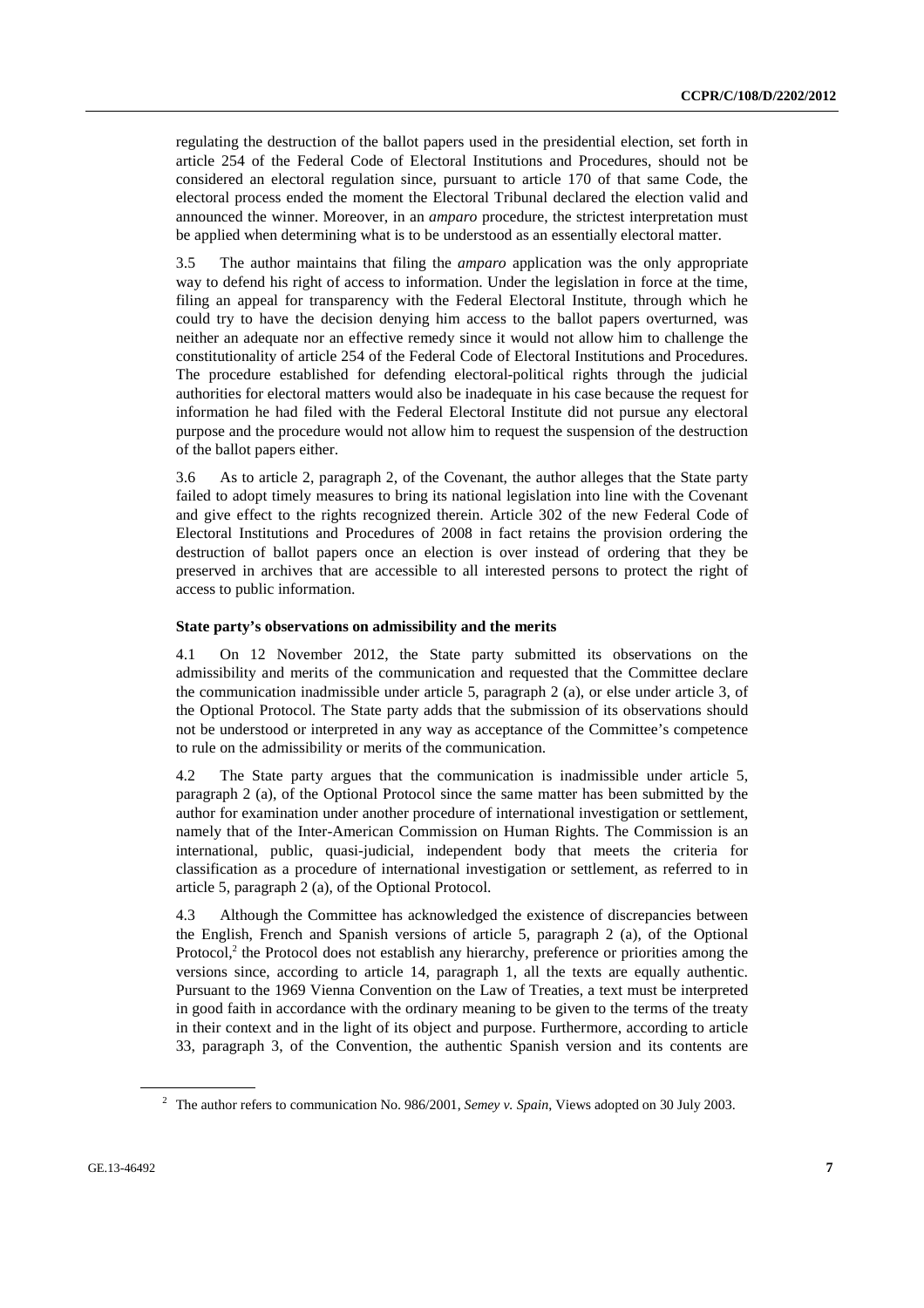regulating the destruction of the ballot papers used in the presidential election, set forth in article 254 of the Federal Code of Electoral Institutions and Procedures, should not be considered an electoral regulation since, pursuant to article 170 of that same Code, the electoral process ended the moment the Electoral Tribunal declared the election valid and announced the winner. Moreover, in an *amparo* procedure, the strictest interpretation must be applied when determining what is to be understood as an essentially electoral matter.

3.5 The author maintains that filing the *amparo* application was the only appropriate way to defend his right of access to information. Under the legislation in force at the time, filing an appeal for transparency with the Federal Electoral Institute, through which he could try to have the decision denying him access to the ballot papers overturned, was neither an adequate nor an effective remedy since it would not allow him to challenge the constitutionality of article 254 of the Federal Code of Electoral Institutions and Procedures. The procedure established for defending electoral-political rights through the judicial authorities for electoral matters would also be inadequate in his case because the request for information he had filed with the Federal Electoral Institute did not pursue any electoral purpose and the procedure would not allow him to request the suspension of the destruction of the ballot papers either.

3.6 As to article 2, paragraph 2, of the Covenant, the author alleges that the State party failed to adopt timely measures to bring its national legislation into line with the Covenant and give effect to the rights recognized therein. Article 302 of the new Federal Code of Electoral Institutions and Procedures of 2008 in fact retains the provision ordering the destruction of ballot papers once an election is over instead of ordering that they be preserved in archives that are accessible to all interested persons to protect the right of access to public information.

### State party's observations on admissibility and the merits

4.1 On 12 November 2012, the State party submitted its observations on the admissibility and merits of the communication and requested that the Committee declare the communication inadmissible under article 5, paragraph 2 (a), or else under article 3, of the Optional Protocol. The State party adds that the submission of its observations should not be understood or interpreted in any way as acceptance of the Committee's competence to rule on the admissibility or merits of the communication.

4.2 The State party argues that the communication is inadmissible under article 5, paragraph 2 (a), of the Optional Protocol since the same matter has been submitted by the author for examination under another procedure of international investigation or settlement, namely that of the Inter-American Commission on Human Rights. The Commission is an international, public, quasi-judicial, independent body that meets the criteria for classification as a procedure of international investigation or settlement, as referred to in article 5, paragraph 2 (a), of the Optional Protocol.

4.3 Although the Committee has acknowledged the existence of discrepancies between the English, French and Spanish versions of article 5, paragraph 2 (a), of the Optional Protocol,[2] the Protocol does not establish any hierarchy, preference or priorities among the versions since, according to article 14, paragraph 1, all the texts are equally authentic. Pursuant to the 1969 Vienna Convention on the Law of Treaties, a text must be interpreted in good faith in accordance with the ordinary meaning to be given to the terms of the treaty in their context and in the light of its object and purpose. Furthermore, according to article 33, paragraph 3, of the Convention, the authentic Spanish version and its contents are

---

[2] The author refers to communication No. 986/2001, *Semey v. Spain*, Views adopted on 30 July 2003.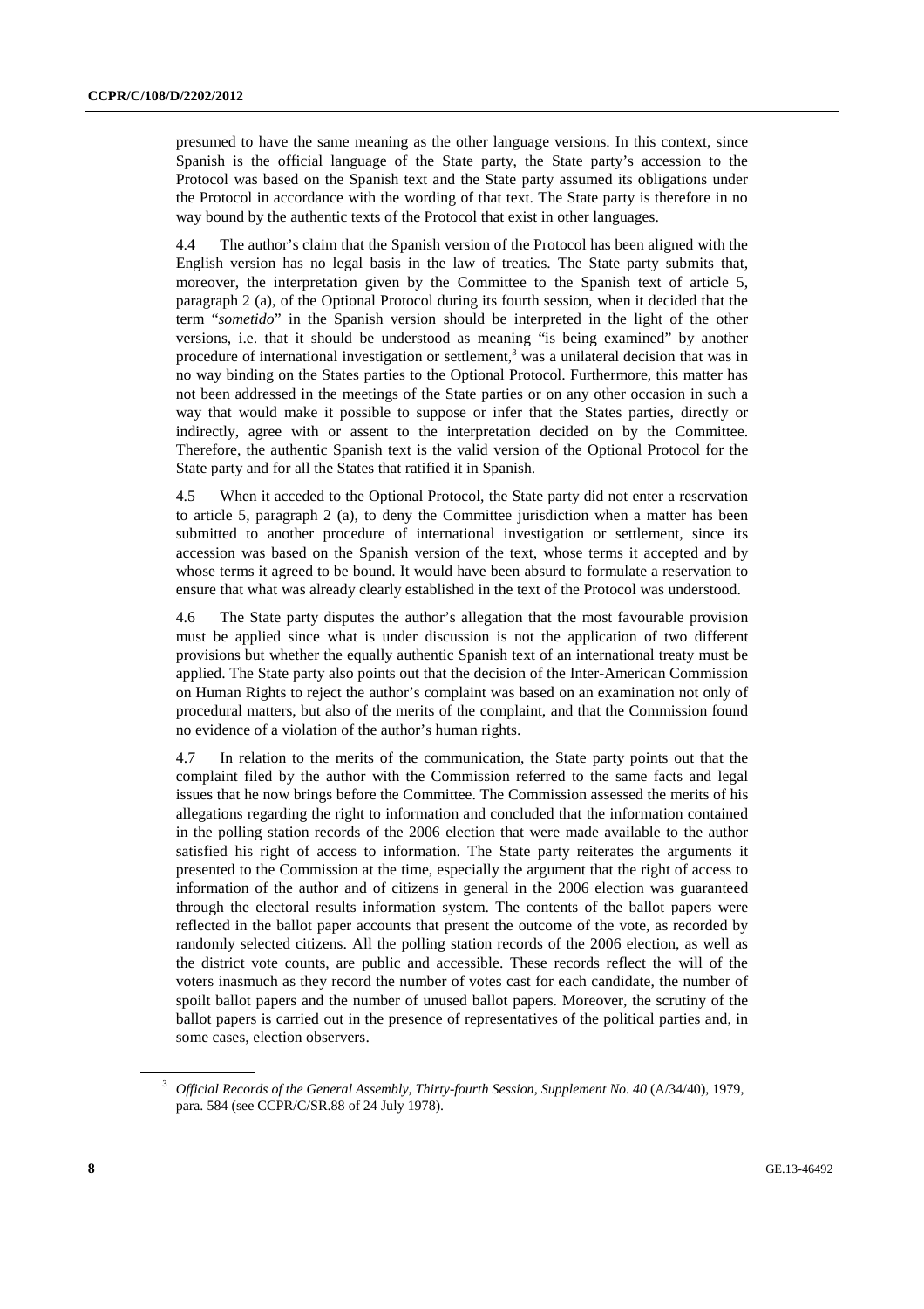presumed to have the same meaning as the other language versions. In this context, since Spanish is the official language of the State party, the State party's accession to the Protocol was based on the Spanish text and the State party assumed its obligations under the Protocol in accordance with the wording of that text. The State party is therefore in no way bound by the authentic texts of the Protocol that exist in other languages.

4.4 The author's claim that the Spanish version of the Protocol has been aligned with the English version has no legal basis in the law of treaties. The State party submits that, moreover, the interpretation given by the Committee to the Spanish text of article 5, paragraph 2 (a), of the Optional Protocol during its fourth session, when it decided that the term "*sometido*" in the Spanish version should be interpreted in the light of the other versions, i.e. that it should be understood as meaning "is being examined" by another procedure of international investigation or settlement,[3] was a unilateral decision that was in no way binding on the States parties to the Optional Protocol. Furthermore, this matter has not been addressed in the meetings of the State parties or on any other occasion in such a way that would make it possible to suppose or infer that the States parties, directly or indirectly, agree with or assent to the interpretation decided on by the Committee. Therefore, the authentic Spanish text is the valid version of the Optional Protocol for the State party and for all the States that ratified it in Spanish.

4.5 When it acceded to the Optional Protocol, the State party did not enter a reservation to article 5, paragraph 2 (a), to deny the Committee jurisdiction when a matter has been submitted to another procedure of international investigation or settlement, since its accession was based on the Spanish version of the text, whose terms it accepted and by whose terms it agreed to be bound. It would have been absurd to formulate a reservation to ensure that what was already clearly established in the text of the Protocol was understood.

4.6 The State party disputes the author's allegation that the most favourable provision must be applied since what is under discussion is not the application of two different provisions but whether the equally authentic Spanish text of an international treaty must be applied. The State party also points out that the decision of the Inter-American Commission on Human Rights to reject the author's complaint was based on an examination not only of procedural matters, but also of the merits of the complaint, and that the Commission found no evidence of a violation of the author's human rights.

4.7 In relation to the merits of the communication, the State party points out that the complaint filed by the author with the Commission referred to the same facts and legal issues that he now brings before the Committee. The Commission assessed the merits of his allegations regarding the right to information and concluded that the information contained in the polling station records of the 2006 election that were made available to the author satisfied his right of access to information. The State party reiterates the arguments it presented to the Commission at the time, especially the argument that the right of access to information of the author and of citizens in general in the 2006 election was guaranteed through the electoral results information system. The contents of the ballot papers were reflected in the ballot paper accounts that present the outcome of the vote, as recorded by randomly selected citizens. All the polling station records of the 2006 election, as well as the district vote counts, are public and accessible. These records reflect the will of the voters inasmuch as they record the number of votes cast for each candidate, the number of spoilt ballot papers and the number of unused ballot papers. Moreover, the scrutiny of the ballot papers is carried out in the presence of representatives of the political parties and, in some cases, election observers.

[3] *Official Records of the General Assembly, Thirty-fourth Session, Supplement No. 40* (A/34/40), 1979, para. 584 (see CCPR/C/SR.88 of 24 July 1978).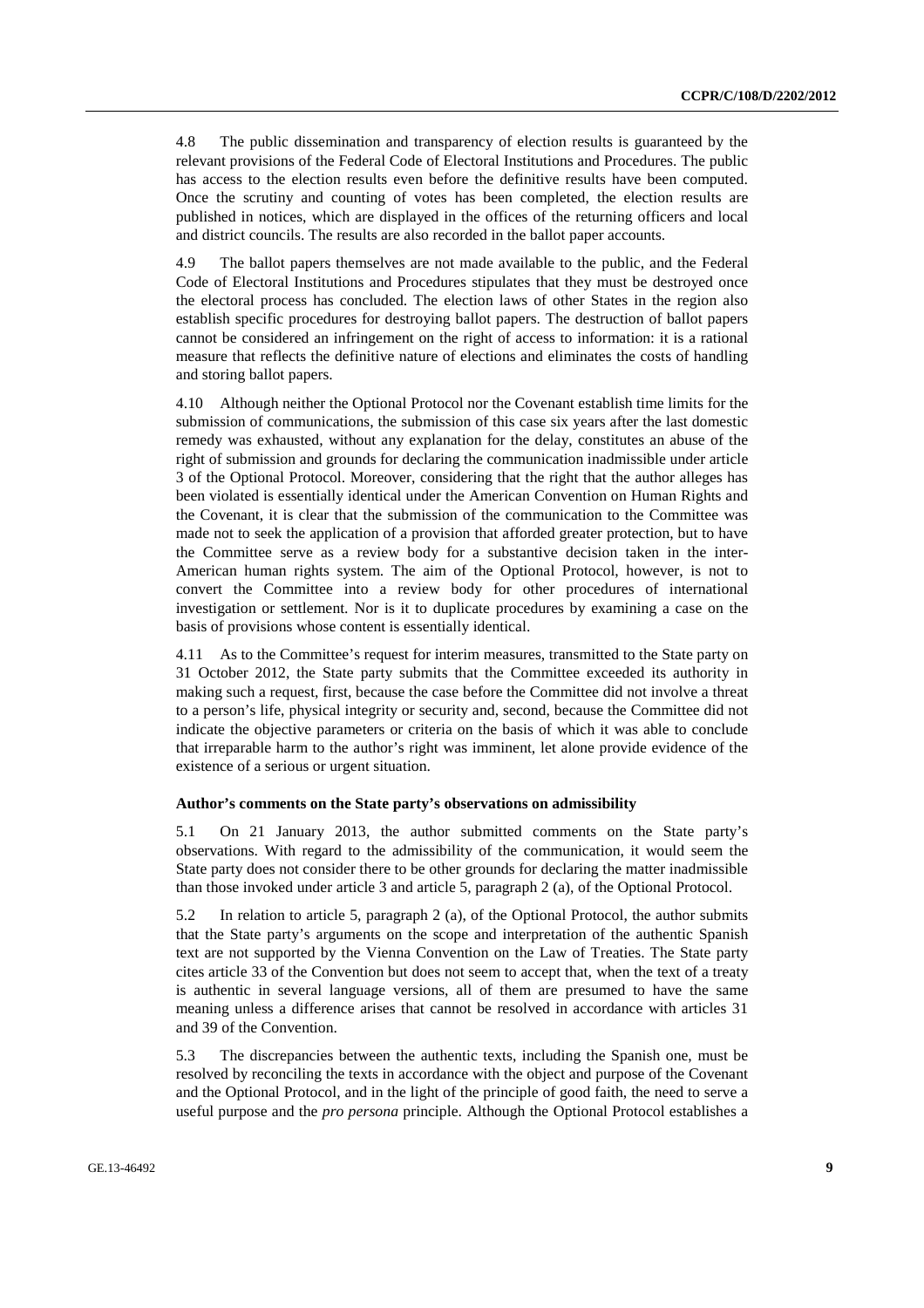4.8 The public dissemination and transparency of election results is guaranteed by the relevant provisions of the Federal Code of Electoral Institutions and Procedures. The public has access to the election results even before the definitive results have been computed. Once the scrutiny and counting of votes has been completed, the election results are published in notices, which are displayed in the offices of the returning officers and local and district councils. The results are also recorded in the ballot paper accounts.

4.9 The ballot papers themselves are not made available to the public, and the Federal Code of Electoral Institutions and Procedures stipulates that they must be destroyed once the electoral process has concluded. The election laws of other States in the region also establish specific procedures for destroying ballot papers. The destruction of ballot papers cannot be considered an infringement on the right of access to information: it is a rational measure that reflects the definitive nature of elections and eliminates the costs of handling and storing ballot papers.

4.10 Although neither the Optional Protocol nor the Covenant establish time limits for the submission of communications, the submission of this case six years after the last domestic remedy was exhausted, without any explanation for the delay, constitutes an abuse of the right of submission and grounds for declaring the communication inadmissible under article 3 of the Optional Protocol. Moreover, considering that the right that the author alleges has been violated is essentially identical under the American Convention on Human Rights and the Covenant, it is clear that the submission of the communication to the Committee was made not to seek the application of a provision that afforded greater protection, but to have the Committee serve as a review body for a substantive decision taken in the inter-American human rights system. The aim of the Optional Protocol, however, is not to convert the Committee into a review body for other procedures of international investigation or settlement. Nor is it to duplicate procedures by examining a case on the basis of provisions whose content is essentially identical.

4.11 As to the Committee's request for interim measures, transmitted to the State party on 31 October 2012, the State party submits that the Committee exceeded its authority in making such a request, first, because the case before the Committee did not involve a threat to a person's life, physical integrity or security and, second, because the Committee did not indicate the objective parameters or criteria on the basis of which it was able to conclude that irreparable harm to the author's right was imminent, let alone provide evidence of the existence of a serious or urgent situation.

### Author's comments on the State party's observations on admissibility

5.1 On 21 January 2013, the author submitted comments on the State party's observations. With regard to the admissibility of the communication, it would seem the State party does not consider there to be other grounds for declaring the matter inadmissible than those invoked under article 3 and article 5, paragraph 2 (a), of the Optional Protocol.

5.2 In relation to article 5, paragraph 2 (a), of the Optional Protocol, the author submits that the State party's arguments on the scope and interpretation of the authentic Spanish text are not supported by the Vienna Convention on the Law of Treaties. The State party cites article 33 of the Convention but does not seem to accept that, when the text of a treaty is authentic in several language versions, all of them are presumed to have the same meaning unless a difference arises that cannot be resolved in accordance with articles 31 and 39 of the Convention.

5.3 The discrepancies between the authentic texts, including the Spanish one, must be resolved by reconciling the texts in accordance with the object and purpose of the Covenant and the Optional Protocol, and in the light of the principle of good faith, the need to serve a useful purpose and the *pro persona* principle. Although the Optional Protocol establishes a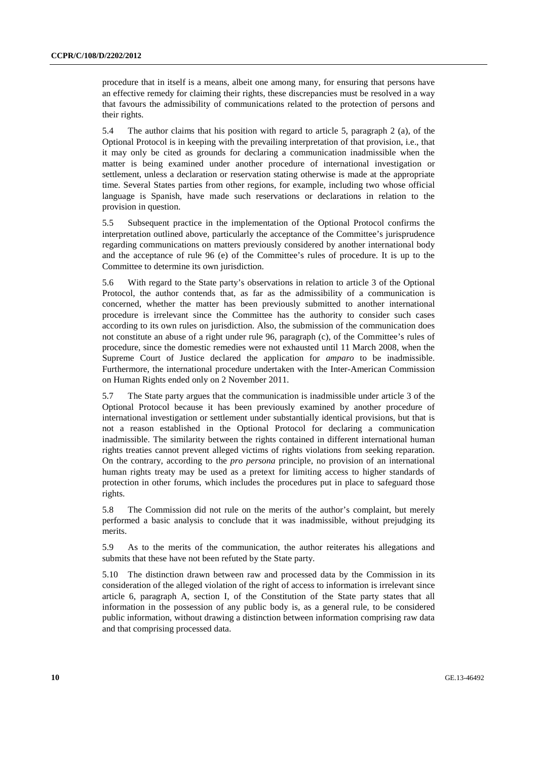procedure that in itself is a means, albeit one among many, for ensuring that persons have an effective remedy for claiming their rights, these discrepancies must be resolved in a way that favours the admissibility of communications related to the protection of persons and their rights.

5.4 The author claims that his position with regard to article 5, paragraph 2 (a), of the Optional Protocol is in keeping with the prevailing interpretation of that provision, i.e., that it may only be cited as grounds for declaring a communication inadmissible when the matter is being examined under another procedure of international investigation or settlement, unless a declaration or reservation stating otherwise is made at the appropriate time. Several States parties from other regions, for example, including two whose official language is Spanish, have made such reservations or declarations in relation to the provision in question.

5.5 Subsequent practice in the implementation of the Optional Protocol confirms the interpretation outlined above, particularly the acceptance of the Committee's jurisprudence regarding communications on matters previously considered by another international body and the acceptance of rule 96 (e) of the Committee's rules of procedure. It is up to the Committee to determine its own jurisdiction.

5.6 With regard to the State party's observations in relation to article 3 of the Optional Protocol, the author contends that, as far as the admissibility of a communication is concerned, whether the matter has been previously submitted to another international procedure is irrelevant since the Committee has the authority to consider such cases according to its own rules on jurisdiction. Also, the submission of the communication does not constitute an abuse of a right under rule 96, paragraph (c), of the Committee's rules of procedure, since the domestic remedies were not exhausted until 11 March 2008, when the Supreme Court of Justice declared the application for *amparo* to be inadmissible. Furthermore, the international procedure undertaken with the Inter-American Commission on Human Rights ended only on 2 November 2011.

5.7 The State party argues that the communication is inadmissible under article 3 of the Optional Protocol because it has been previously examined by another procedure of international investigation or settlement under substantially identical provisions, but that is not a reason established in the Optional Protocol for declaring a communication inadmissible. The similarity between the rights contained in different international human rights treaties cannot prevent alleged victims of rights violations from seeking reparation. On the contrary, according to the *pro persona* principle, no provision of an international human rights treaty may be used as a pretext for limiting access to higher standards of protection in other forums, which includes the procedures put in place to safeguard those rights.

5.8 The Commission did not rule on the merits of the author's complaint, but merely performed a basic analysis to conclude that it was inadmissible, without prejudging its merits.

5.9 As to the merits of the communication, the author reiterates his allegations and submits that these have not been refuted by the State party.

5.10 The distinction drawn between raw and processed data by the Commission in its consideration of the alleged violation of the right of access to information is irrelevant since article 6, paragraph A, section I, of the Constitution of the State party states that all information in the possession of any public body is, as a general rule, to be considered public information, without drawing a distinction between information comprising raw data and that comprising processed data.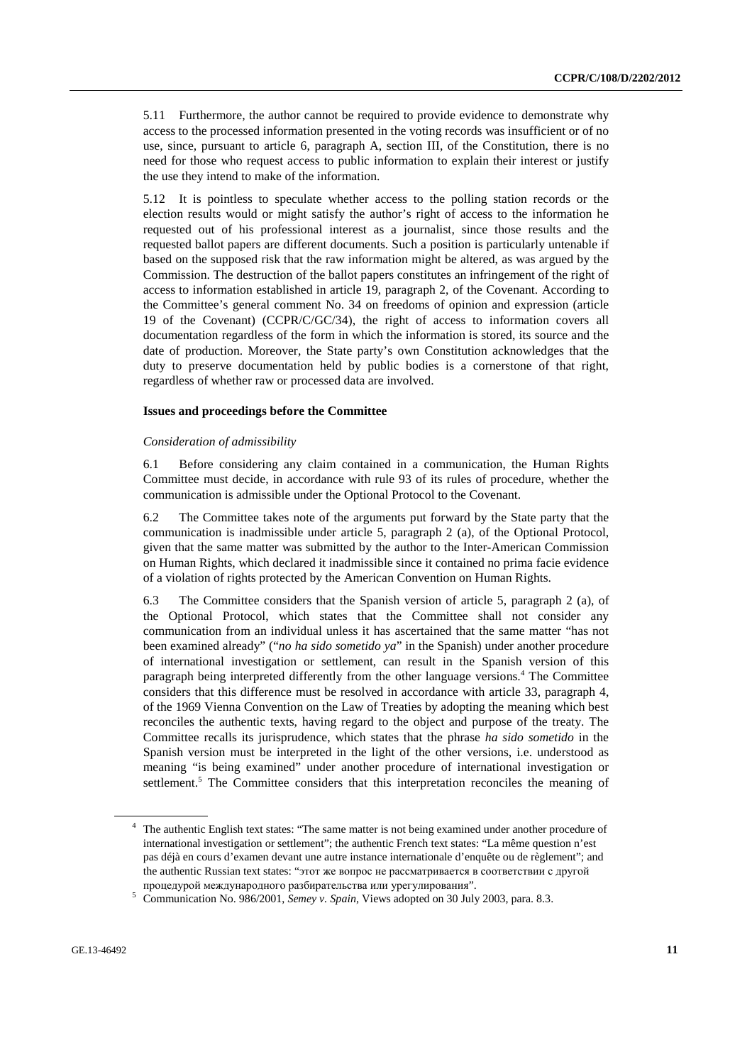5.11 Furthermore, the author cannot be required to provide evidence to demonstrate why access to the processed information presented in the voting records was insufficient or of no use, since, pursuant to article 6, paragraph A, section III, of the Constitution, there is no need for those who request access to public information to explain their interest or justify the use they intend to make of the information.

5.12 It is pointless to speculate whether access to the polling station records or the election results would or might satisfy the author's right of access to the information he requested out of his professional interest as a journalist, since those results and the requested ballot papers are different documents. Such a position is particularly untenable if based on the supposed risk that the raw information might be altered, as was argued by the Commission. The destruction of the ballot papers constitutes an infringement of the right of access to information established in article 19, paragraph 2, of the Covenant. According to the Committee's general comment No. 34 on freedoms of opinion and expression (article 19 of the Covenant) (CCPR/C/GC/34), the right of access to information covers all documentation regardless of the form in which the information is stored, its source and the date of production. Moreover, the State party's own Constitution acknowledges that the duty to preserve documentation held by public bodies is a cornerstone of that right, regardless of whether raw or processed data are involved.

### Issues and proceedings before the Committee

*Consideration of admissibility*

6.1 Before considering any claim contained in a communication, the Human Rights Committee must decide, in accordance with rule 93 of its rules of procedure, whether the communication is admissible under the Optional Protocol to the Covenant.

6.2 The Committee takes note of the arguments put forward by the State party that the communication is inadmissible under article 5, paragraph 2 (a), of the Optional Protocol, given that the same matter was submitted by the author to the Inter-American Commission on Human Rights, which declared it inadmissible since it contained no prima facie evidence of a violation of rights protected by the American Convention on Human Rights.

6.3 The Committee considers that the Spanish version of article 5, paragraph 2 (a), of the Optional Protocol, which states that the Committee shall not consider any communication from an individual unless it has ascertained that the same matter "has not been examined already" ("*no ha sido sometido ya*" in the Spanish) under another procedure of international investigation or settlement, can result in the Spanish version of this paragraph being interpreted differently from the other language versions.[4] The Committee considers that this difference must be resolved in accordance with article 33, paragraph 4, of the 1969 Vienna Convention on the Law of Treaties by adopting the meaning which best reconciles the authentic texts, having regard to the object and purpose of the treaty. The Committee recalls its jurisprudence, which states that the phrase *ha sido sometido* in the Spanish version must be interpreted in the light of the other versions, i.e. understood as meaning "is being examined" under another procedure of international investigation or settlement.[5] The Committee considers that this interpretation reconciles the meaning of

---

[4] The authentic English text states: "The same matter is not being examined under another procedure of international investigation or settlement"; the authentic French text states: "La même question n'est pas déjà en cours d'examen devant une autre instance internationale d'enquête ou de règlement"; and the authentic Russian text states: "этот же вопрос не рассматривается в соответствии с другой процедурой международного разбирательства или урегулирования".

[5] Communication No. 986/2001, *Semey v. Spain*, Views adopted on 30 July 2003, para. 8.3.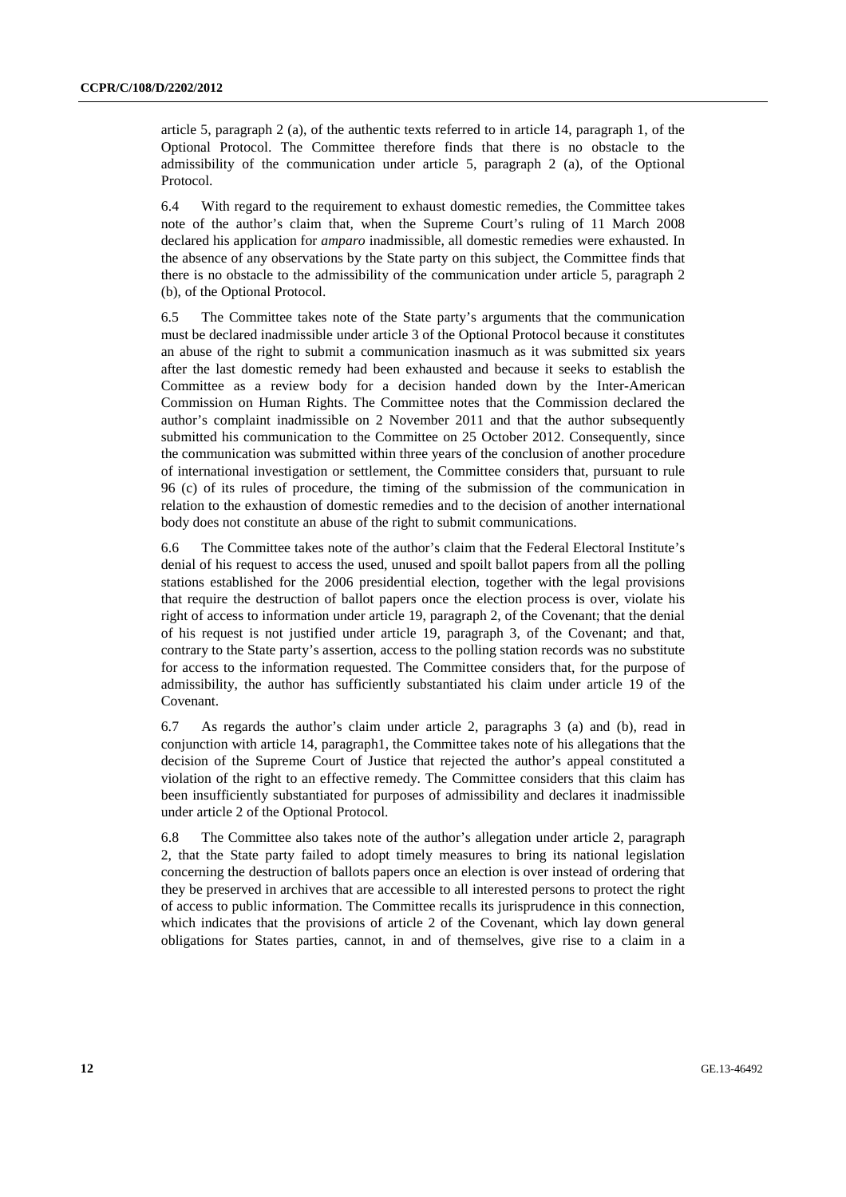article 5, paragraph 2 (a), of the authentic texts referred to in article 14, paragraph 1, of the Optional Protocol. The Committee therefore finds that there is no obstacle to the admissibility of the communication under article 5, paragraph 2 (a), of the Optional Protocol.

6.4 With regard to the requirement to exhaust domestic remedies, the Committee takes note of the author's claim that, when the Supreme Court's ruling of 11 March 2008 declared his application for *amparo* inadmissible, all domestic remedies were exhausted. In the absence of any observations by the State party on this subject, the Committee finds that there is no obstacle to the admissibility of the communication under article 5, paragraph 2 (b), of the Optional Protocol.

6.5 The Committee takes note of the State party's arguments that the communication must be declared inadmissible under article 3 of the Optional Protocol because it constitutes an abuse of the right to submit a communication inasmuch as it was submitted six years after the last domestic remedy had been exhausted and because it seeks to establish the Committee as a review body for a decision handed down by the Inter-American Commission on Human Rights. The Committee notes that the Commission declared the author's complaint inadmissible on 2 November 2011 and that the author subsequently submitted his communication to the Committee on 25 October 2012. Consequently, since the communication was submitted within three years of the conclusion of another procedure of international investigation or settlement, the Committee considers that, pursuant to rule 96 (c) of its rules of procedure, the timing of the submission of the communication in relation to the exhaustion of domestic remedies and to the decision of another international body does not constitute an abuse of the right to submit communications.

6.6 The Committee takes note of the author's claim that the Federal Electoral Institute's denial of his request to access the used, unused and spoilt ballot papers from all the polling stations established for the 2006 presidential election, together with the legal provisions that require the destruction of ballot papers once the election process is over, violate his right of access to information under article 19, paragraph 2, of the Covenant; that the denial of his request is not justified under article 19, paragraph 3, of the Covenant; and that, contrary to the State party's assertion, access to the polling station records was no substitute for access to the information requested. The Committee considers that, for the purpose of admissibility, the author has sufficiently substantiated his claim under article 19 of the Covenant.

6.7 As regards the author's claim under article 2, paragraphs 3 (a) and (b), read in conjunction with article 14, paragraph1, the Committee takes note of his allegations that the decision of the Supreme Court of Justice that rejected the author's appeal constituted a violation of the right to an effective remedy. The Committee considers that this claim has been insufficiently substantiated for purposes of admissibility and declares it inadmissible under article 2 of the Optional Protocol.

6.8 The Committee also takes note of the author's allegation under article 2, paragraph 2, that the State party failed to adopt timely measures to bring its national legislation concerning the destruction of ballots papers once an election is over instead of ordering that they be preserved in archives that are accessible to all interested persons to protect the right of access to public information. The Committee recalls its jurisprudence in this connection, which indicates that the provisions of article 2 of the Covenant, which lay down general obligations for States parties, cannot, in and of themselves, give rise to a claim in a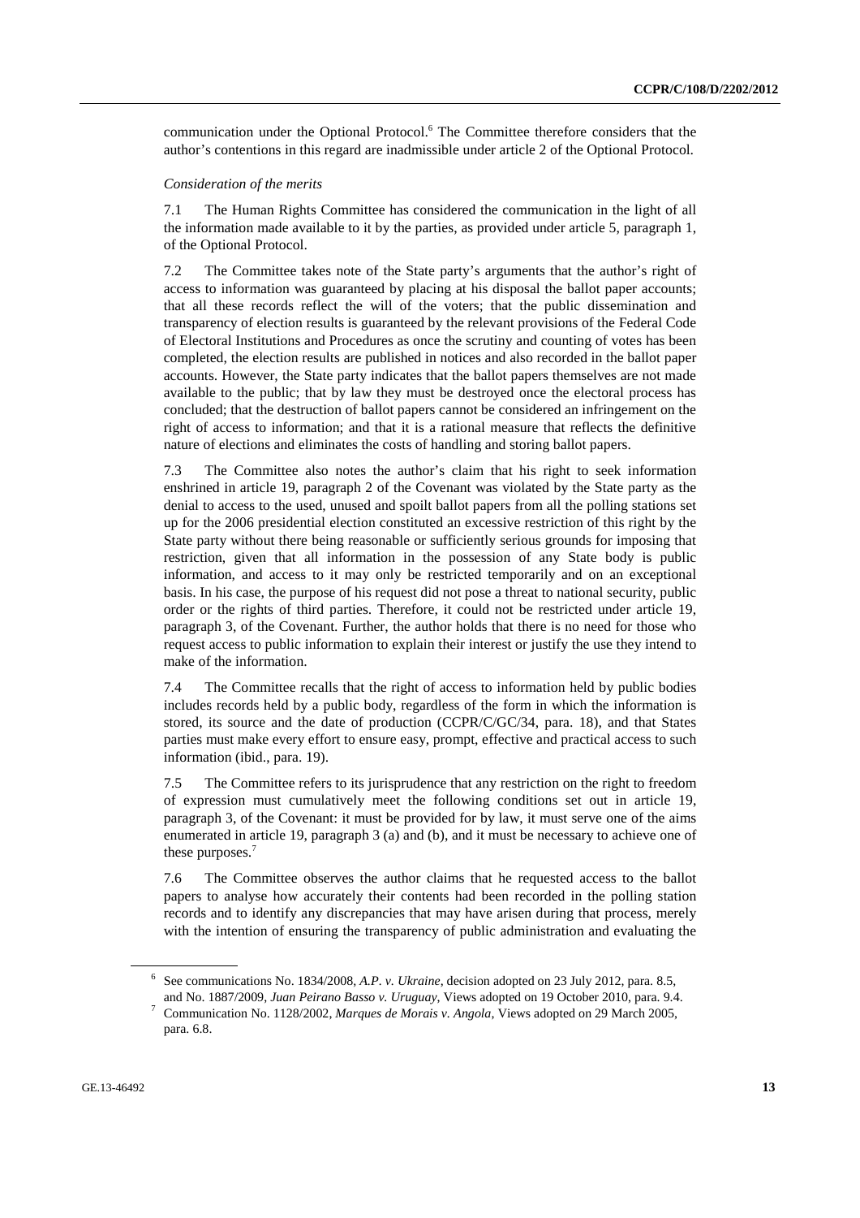communication under the Optional Protocol.[6] The Committee therefore considers that the author's contentions in this regard are inadmissible under article 2 of the Optional Protocol.

*Consideration of the merits*

7.1 The Human Rights Committee has considered the communication in the light of all the information made available to it by the parties, as provided under article 5, paragraph 1, of the Optional Protocol.

7.2 The Committee takes note of the State party's arguments that the author's right of access to information was guaranteed by placing at his disposal the ballot paper accounts; that all these records reflect the will of the voters; that the public dissemination and transparency of election results is guaranteed by the relevant provisions of the Federal Code of Electoral Institutions and Procedures as once the scrutiny and counting of votes has been completed, the election results are published in notices and also recorded in the ballot paper accounts. However, the State party indicates that the ballot papers themselves are not made available to the public; that by law they must be destroyed once the electoral process has concluded; that the destruction of ballot papers cannot be considered an infringement on the right of access to information; and that it is a rational measure that reflects the definitive nature of elections and eliminates the costs of handling and storing ballot papers.

7.3 The Committee also notes the author's claim that his right to seek information enshrined in article 19, paragraph 2 of the Covenant was violated by the State party as the denial to access to the used, unused and spoilt ballot papers from all the polling stations set up for the 2006 presidential election constituted an excessive restriction of this right by the State party without there being reasonable or sufficiently serious grounds for imposing that restriction, given that all information in the possession of any State body is public information, and access to it may only be restricted temporarily and on an exceptional basis. In his case, the purpose of his request did not pose a threat to national security, public order or the rights of third parties. Therefore, it could not be restricted under article 19, paragraph 3, of the Covenant. Further, the author holds that there is no need for those who request access to public information to explain their interest or justify the use they intend to make of the information.

7.4 The Committee recalls that the right of access to information held by public bodies includes records held by a public body, regardless of the form in which the information is stored, its source and the date of production (CCPR/C/GC/34, para. 18), and that States parties must make every effort to ensure easy, prompt, effective and practical access to such information (ibid., para. 19).

7.5 The Committee refers to its jurisprudence that any restriction on the right to freedom of expression must cumulatively meet the following conditions set out in article 19, paragraph 3, of the Covenant: it must be provided for by law, it must serve one of the aims enumerated in article 19, paragraph 3 (a) and (b), and it must be necessary to achieve one of these purposes.[7]

7.6 The Committee observes the author claims that he requested access to the ballot papers to analyse how accurately their contents had been recorded in the polling station records and to identify any discrepancies that may have arisen during that process, merely with the intention of ensuring the transparency of public administration and evaluating the

---

[6] See communications No. 1834/2008, *A.P. v. Ukraine*, decision adopted on 23 July 2012, para. 8.5, and No. 1887/2009, *Juan Peirano Basso v. Uruguay*, Views adopted on 19 October 2010, para. 9.4.

[7] Communication No. 1128/2002, *Marques de Morais v. Angola*, Views adopted on 29 March 2005, para. 6.8.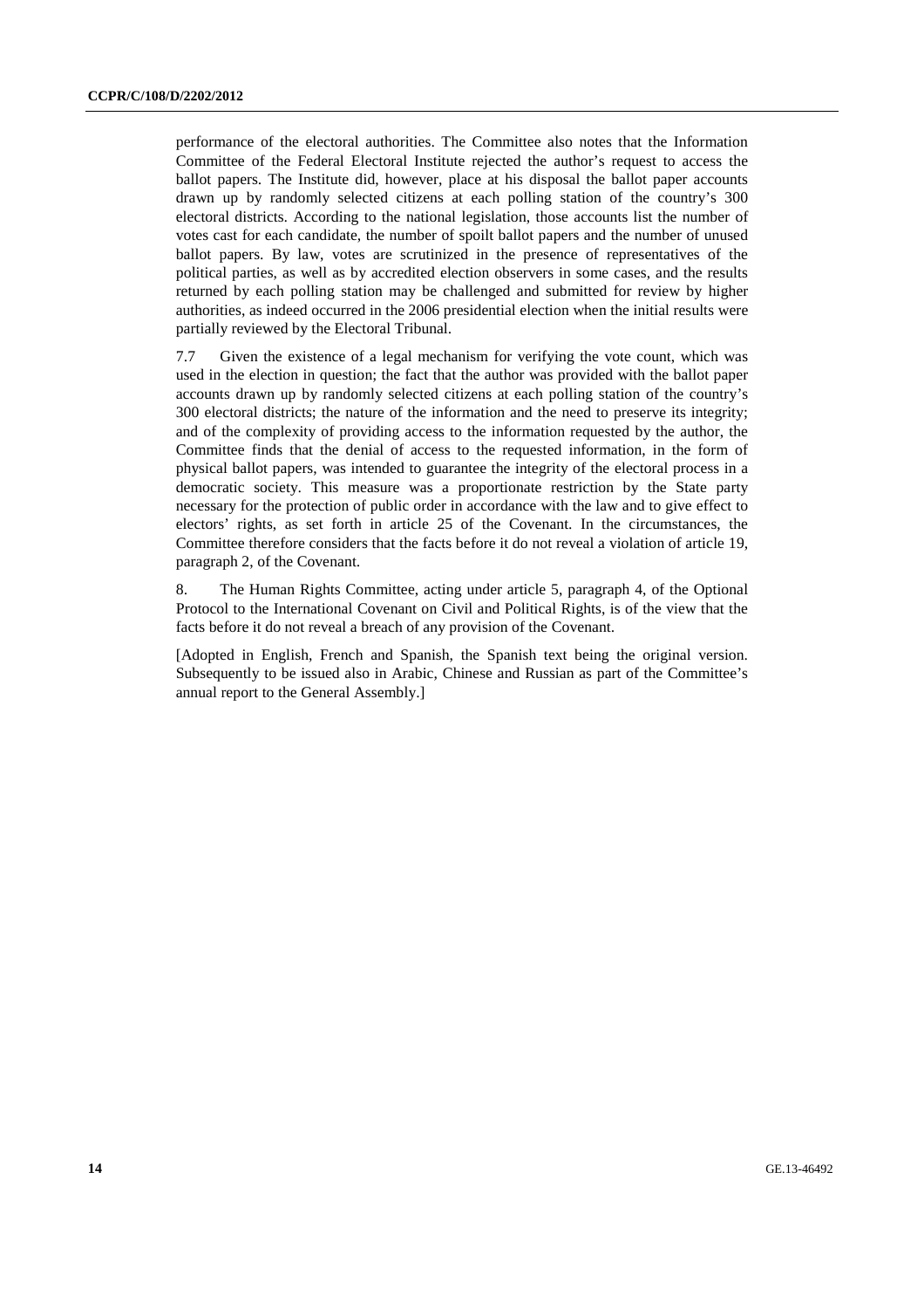performance of the electoral authorities. The Committee also notes that the Information Committee of the Federal Electoral Institute rejected the author's request to access the ballot papers. The Institute did, however, place at his disposal the ballot paper accounts drawn up by randomly selected citizens at each polling station of the country's 300 electoral districts. According to the national legislation, those accounts list the number of votes cast for each candidate, the number of spoilt ballot papers and the number of unused ballot papers. By law, votes are scrutinized in the presence of representatives of the political parties, as well as by accredited election observers in some cases, and the results returned by each polling station may be challenged and submitted for review by higher authorities, as indeed occurred in the 2006 presidential election when the initial results were partially reviewed by the Electoral Tribunal.

7.7 Given the existence of a legal mechanism for verifying the vote count, which was used in the election in question; the fact that the author was provided with the ballot paper accounts drawn up by randomly selected citizens at each polling station of the country's 300 electoral districts; the nature of the information and the need to preserve its integrity; and of the complexity of providing access to the information requested by the author, the Committee finds that the denial of access to the requested information, in the form of physical ballot papers, was intended to guarantee the integrity of the electoral process in a democratic society. This measure was a proportionate restriction by the State party necessary for the protection of public order in accordance with the law and to give effect to electors' rights, as set forth in article 25 of the Covenant. In the circumstances, the Committee therefore considers that the facts before it do not reveal a violation of article 19, paragraph 2, of the Covenant.

8. The Human Rights Committee, acting under article 5, paragraph 4, of the Optional Protocol to the International Covenant on Civil and Political Rights, is of the view that the facts before it do not reveal a breach of any provision of the Covenant.

[Adopted in English, French and Spanish, the Spanish text being the original version. Subsequently to be issued also in Arabic, Chinese and Russian as part of the Committee's annual report to the General Assembly.]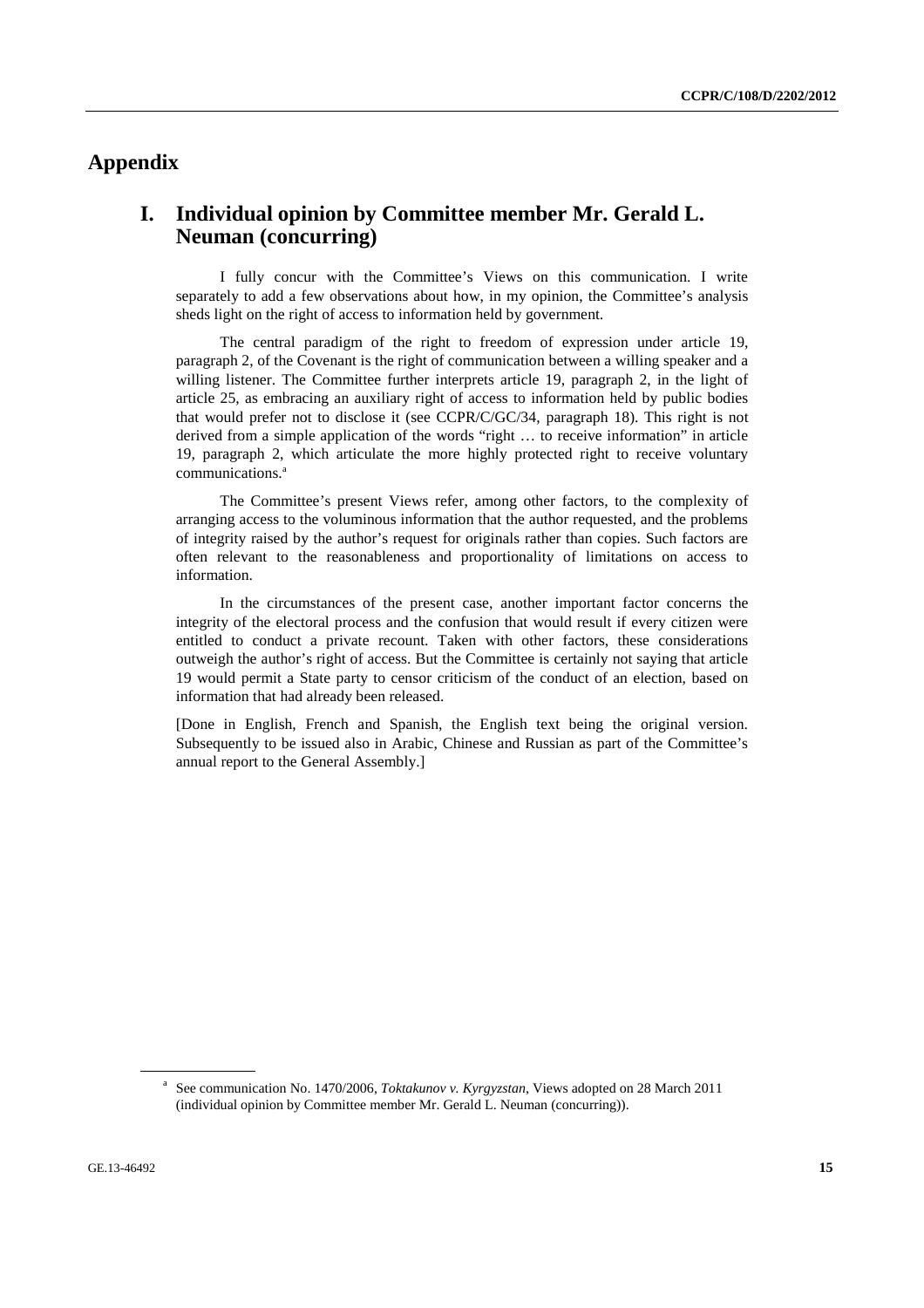# Appendix

## I. Individual opinion by Committee member Mr. Gerald L. Neuman (concurring)

I fully concur with the Committee's Views on this communication. I write separately to add a few observations about how, in my opinion, the Committee's analysis sheds light on the right of access to information held by government.

The central paradigm of the right to freedom of expression under article 19, paragraph 2, of the Covenant is the right of communication between a willing speaker and a willing listener. The Committee further interprets article 19, paragraph 2, in the light of article 25, as embracing an auxiliary right of access to information held by public bodies that would prefer not to disclose it (see CCPR/C/GC/34, paragraph 18). This right is not derived from a simple application of the words "right … to receive information" in article 19, paragraph 2, which articulate the more highly protected right to receive voluntary communications.[a]

The Committee's present Views refer, among other factors, to the complexity of arranging access to the voluminous information that the author requested, and the problems of integrity raised by the author's request for originals rather than copies. Such factors are often relevant to the reasonableness and proportionality of limitations on access to information.

In the circumstances of the present case, another important factor concerns the integrity of the electoral process and the confusion that would result if every citizen were entitled to conduct a private recount. Taken with other factors, these considerations outweigh the author's right of access. But the Committee is certainly not saying that article 19 would permit a State party to censor criticism of the conduct of an election, based on information that had already been released.

[Done in English, French and Spanish, the English text being the original version. Subsequently to be issued also in Arabic, Chinese and Russian as part of the Committee's annual report to the General Assembly.]

[a] See communication No. 1470/2006, *Toktakunov v. Kyrgyzstan*, Views adopted on 28 March 2011 (individual opinion by Committee member Mr. Gerald L. Neuman (concurring)).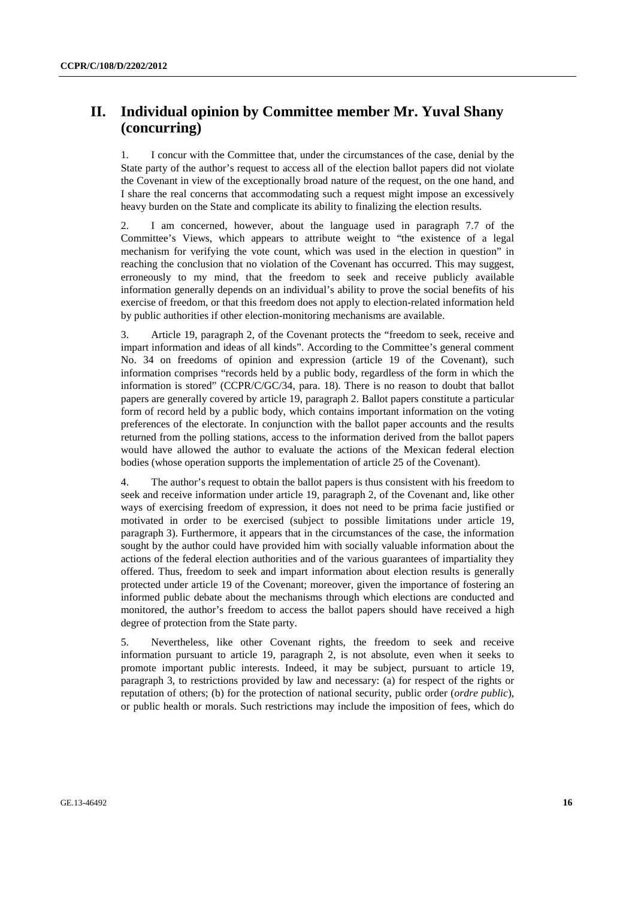## II. Individual opinion by Committee member Mr. Yuval Shany (concurring)

1. I concur with the Committee that, under the circumstances of the case, denial by the State party of the author's request to access all of the election ballot papers did not violate the Covenant in view of the exceptionally broad nature of the request, on the one hand, and I share the real concerns that accommodating such a request might impose an excessively heavy burden on the State and complicate its ability to finalizing the election results.

2. I am concerned, however, about the language used in paragraph 7.7 of the Committee's Views, which appears to attribute weight to "the existence of a legal mechanism for verifying the vote count, which was used in the election in question" in reaching the conclusion that no violation of the Covenant has occurred. This may suggest, erroneously to my mind, that the freedom to seek and receive publicly available information generally depends on an individual's ability to prove the social benefits of his exercise of freedom, or that this freedom does not apply to election-related information held by public authorities if other election-monitoring mechanisms are available.

3. Article 19, paragraph 2, of the Covenant protects the "freedom to seek, receive and impart information and ideas of all kinds". According to the Committee's general comment No. 34 on freedoms of opinion and expression (article 19 of the Covenant), such information comprises "records held by a public body, regardless of the form in which the information is stored" (CCPR/C/GC/34, para. 18). There is no reason to doubt that ballot papers are generally covered by article 19, paragraph 2. Ballot papers constitute a particular form of record held by a public body, which contains important information on the voting preferences of the electorate. In conjunction with the ballot paper accounts and the results returned from the polling stations, access to the information derived from the ballot papers would have allowed the author to evaluate the actions of the Mexican federal election bodies (whose operation supports the implementation of article 25 of the Covenant).

4. The author's request to obtain the ballot papers is thus consistent with his freedom to seek and receive information under article 19, paragraph 2, of the Covenant and, like other ways of exercising freedom of expression, it does not need to be prima facie justified or motivated in order to be exercised (subject to possible limitations under article 19, paragraph 3). Furthermore, it appears that in the circumstances of the case, the information sought by the author could have provided him with socially valuable information about the actions of the federal election authorities and of the various guarantees of impartiality they offered. Thus, freedom to seek and impart information about election results is generally protected under article 19 of the Covenant; moreover, given the importance of fostering an informed public debate about the mechanisms through which elections are conducted and monitored, the author's freedom to access the ballot papers should have received a high degree of protection from the State party.

5. Nevertheless, like other Covenant rights, the freedom to seek and receive information pursuant to article 19, paragraph 2, is not absolute, even when it seeks to promote important public interests. Indeed, it may be subject, pursuant to article 19, paragraph 3, to restrictions provided by law and necessary: (a) for respect of the rights or reputation of others; (b) for the protection of national security, public order (*ordre public*), or public health or morals. Such restrictions may include the imposition of fees, which do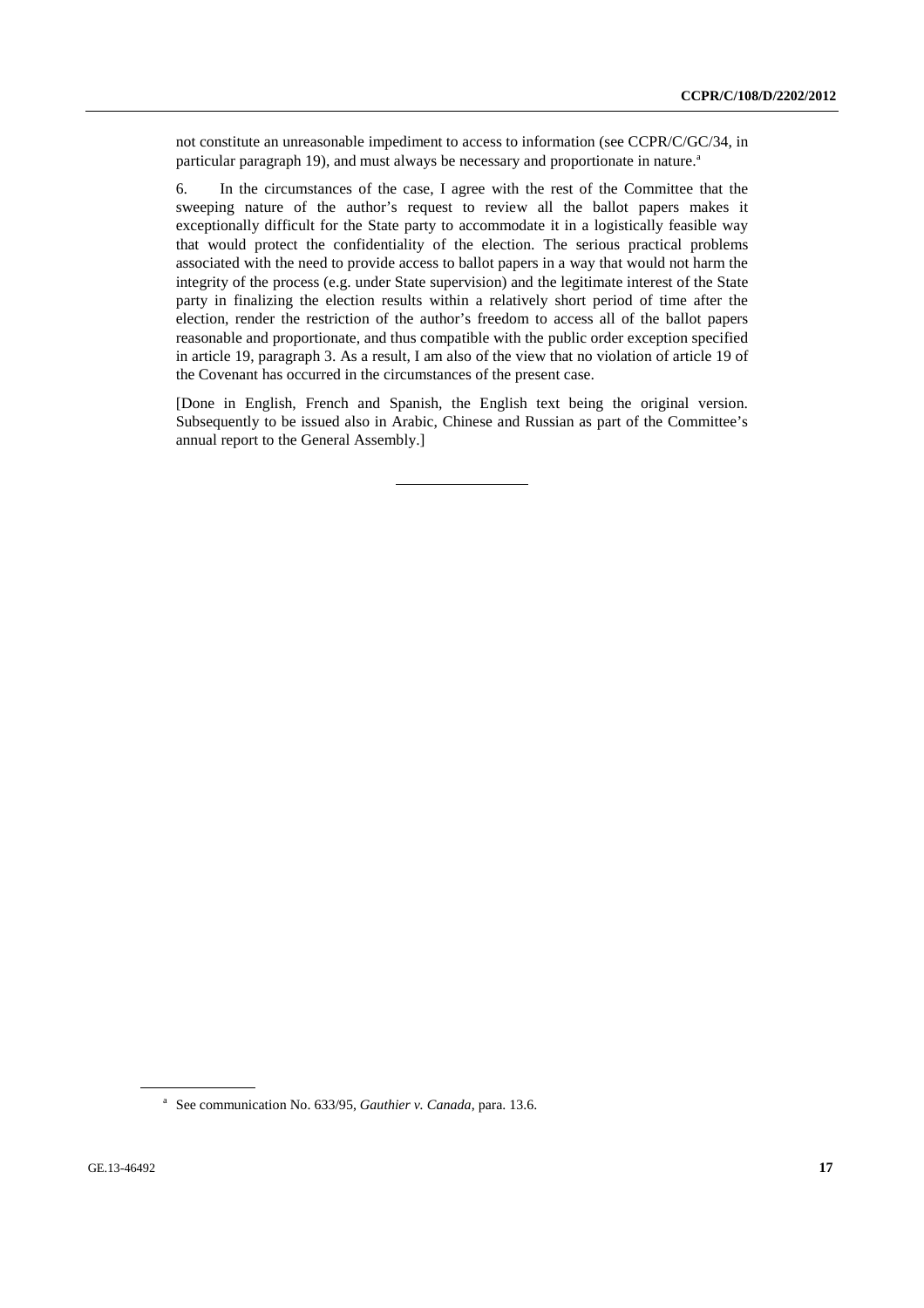not constitute an unreasonable impediment to access to information (see CCPR/C/GC/34, in particular paragraph 19), and must always be necessary and proportionate in nature.[a]

6. In the circumstances of the case, I agree with the rest of the Committee that the sweeping nature of the author's request to review all the ballot papers makes it exceptionally difficult for the State party to accommodate it in a logistically feasible way that would protect the confidentiality of the election. The serious practical problems associated with the need to provide access to ballot papers in a way that would not harm the integrity of the process (e.g. under State supervision) and the legitimate interest of the State party in finalizing the election results within a relatively short period of time after the election, render the restriction of the author's freedom to access all of the ballot papers reasonable and proportionate, and thus compatible with the public order exception specified in article 19, paragraph 3. As a result, I am also of the view that no violation of article 19 of the Covenant has occurred in the circumstances of the present case.

[Done in English, French and Spanish, the English text being the original version. Subsequently to be issued also in Arabic, Chinese and Russian as part of the Committee's annual report to the General Assembly.]

---

[a] See communication No. 633/95, *Gauthier v. Canada*, para. 13.6.